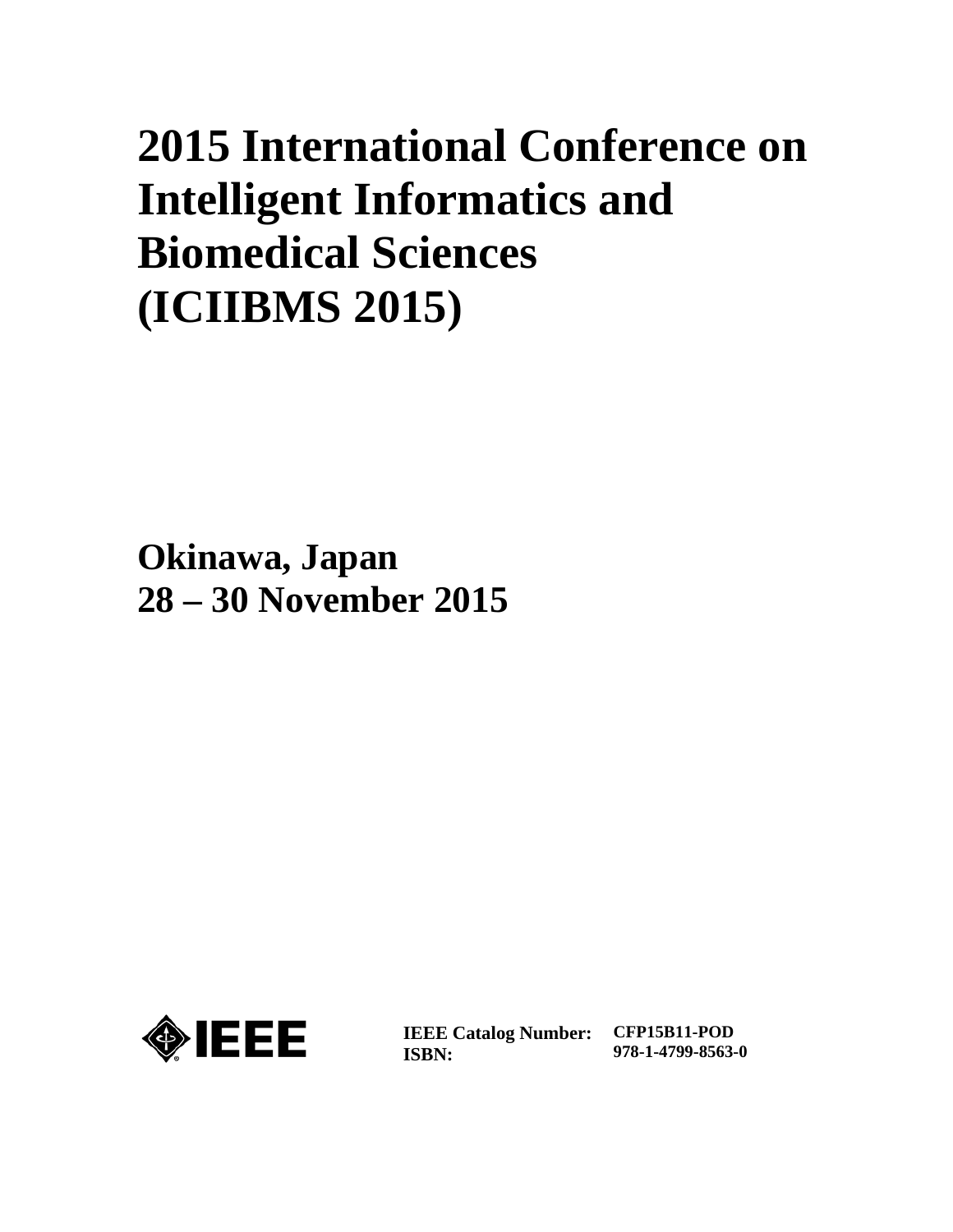# 2015 International Conference on Intelligent Informatics and Biomedical Sciences (ICIIBMS 2015)

**Okinawa, Japan**
**28 – 30 November 2015**

IEEE

| | |
|---|---|
| **IEEE Catalog Number:** | **CFP15B11-POD** |
| **ISBN:** | **978-1-4799-8563-0** |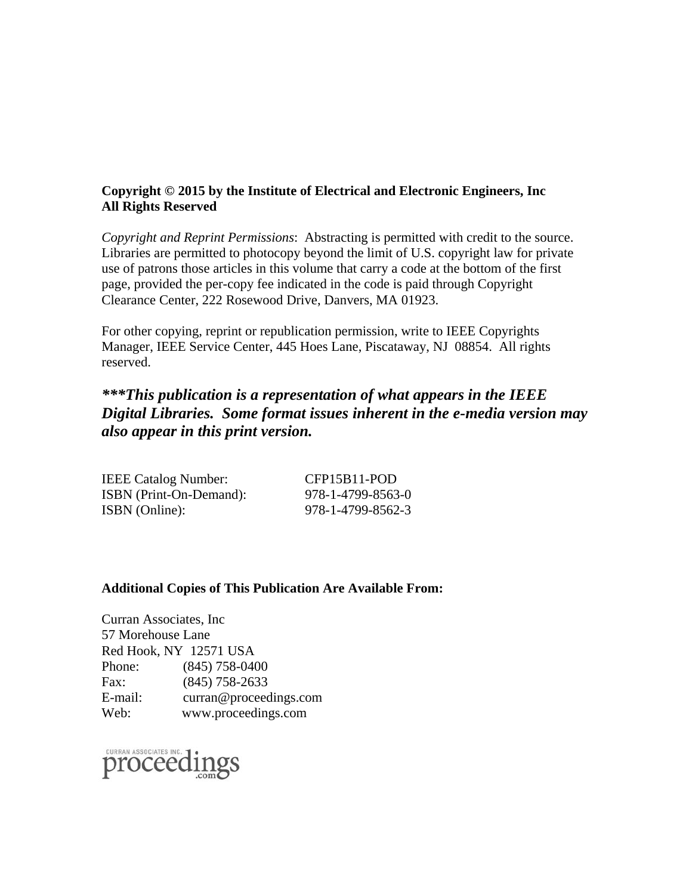**Copyright © 2015 by the Institute of Electrical and Electronic Engineers, Inc**
**All Rights Reserved**

*Copyright and Reprint Permissions*: Abstracting is permitted with credit to the source. Libraries are permitted to photocopy beyond the limit of U.S. copyright law for private use of patrons those articles in this volume that carry a code at the bottom of the first page, provided the per-copy fee indicated in the code is paid through Copyright Clearance Center, 222 Rosewood Drive, Danvers, MA 01923.

For other copying, reprint or republication permission, write to IEEE Copyrights Manager, IEEE Service Center, 445 Hoes Lane, Piscataway, NJ 08854. All rights reserved.

***\*\*\*This publication is a representation of what appears in the IEEE Digital Libraries. Some format issues inherent in the e-media version may also appear in this print version.***

| | |
|---|---|
| IEEE Catalog Number: | CFP15B11-POD |
| ISBN (Print-On-Demand): | 978-1-4799-8563-0 |
| ISBN (Online): | 978-1-4799-8562-3 |

**Additional Copies of This Publication Are Available From:**

Curran Associates, Inc
57 Morehouse Lane
Red Hook, NY 12571 USA
Phone: (845) 758-0400
Fax: (845) 758-2633
E-mail: curran@proceedings.com
Web: www.proceedings.com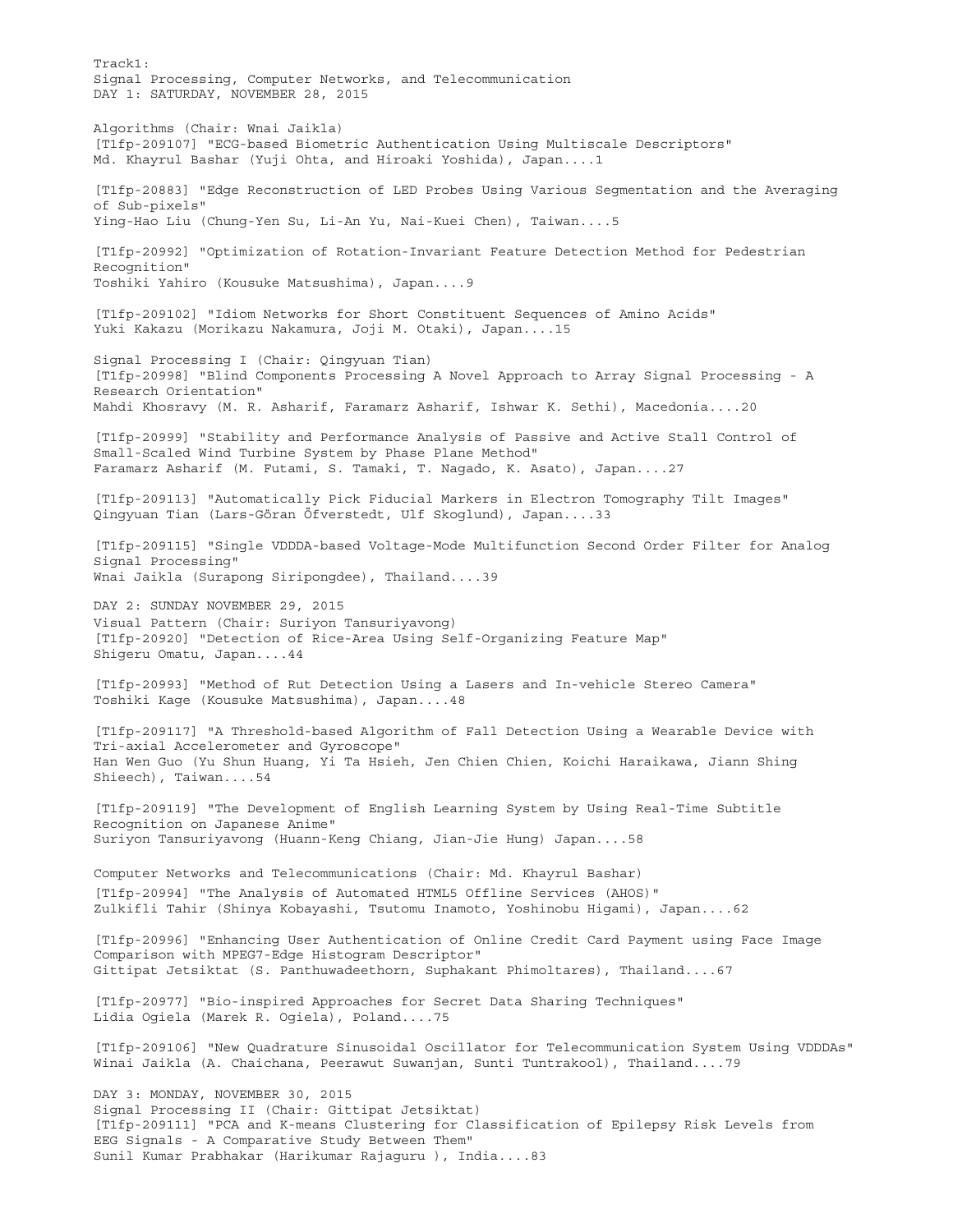Track1:
Signal Processing, Computer Networks, and Telecommunication
DAY 1: SATURDAY, NOVEMBER 28, 2015

Algorithms (Chair: Wnai Jaikla)
[T1fp-209107] "ECG-based Biometric Authentication Using Multiscale Descriptors"
Md. Khayrul Bashar (Yuji Ohta, and Hiroaki Yoshida), Japan....1

[T1fp-20883] "Edge Reconstruction of LED Probes Using Various Segmentation and the Averaging of Sub-pixels"
Ying-Hao Liu (Chung-Yen Su, Li-An Yu, Nai-Kuei Chen), Taiwan....5

[T1fp-20992] "Optimization of Rotation-Invariant Feature Detection Method for Pedestrian Recognition"
Toshiki Yahiro (Kousuke Matsushima), Japan....9

[T1fp-209102] "Idiom Networks for Short Constituent Sequences of Amino Acids"
Yuki Kakazu (Morikazu Nakamura, Joji M. Otaki), Japan....15

Signal Processing I (Chair: Qingyuan Tian)
[T1fp-20998] "Blind Components Processing A Novel Approach to Array Signal Processing - A Research Orientation"
Mahdi Khosravy (M. R. Asharif, Faramarz Asharif, Ishwar K. Sethi), Macedonia....20

[T1fp-20999] "Stability and Performance Analysis of Passive and Active Stall Control of Small-Scaled Wind Turbine System by Phase Plane Method"
Faramarz Asharif (M. Futami, S. Tamaki, T. Nagado, K. Asato), Japan....27

[T1fp-209113] "Automatically Pick Fiducial Markers in Electron Tomography Tilt Images"
Qingyuan Tian (Lars-Göran Öfverstedt, Ulf Skoglund), Japan....33

[T1fp-209115] "Single VDDDA-based Voltage-Mode Multifunction Second Order Filter for Analog Signal Processing"
Wnai Jaikla (Surapong Siripongdee), Thailand....39

DAY 2: SUNDAY NOVEMBER 29, 2015
Visual Pattern (Chair: Suriyon Tansuriyavong)
[T1fp-20920] "Detection of Rice-Area Using Self-Organizing Feature Map"
Shigeru Omatu, Japan....44

[T1fp-20993] "Method of Rut Detection Using a Lasers and In-vehicle Stereo Camera"
Toshiki Kage (Kousuke Matsushima), Japan....48

[T1fp-209117] "A Threshold-based Algorithm of Fall Detection Using a Wearable Device with Tri-axial Accelerometer and Gyroscope"
Han Wen Guo (Yu Shun Huang, Yi Ta Hsieh, Jen Chien Chien, Koichi Haraikawa, Jiann Shing Shieech), Taiwan....54

[T1fp-209119] "The Development of English Learning System by Using Real-Time Subtitle Recognition on Japanese Anime"
Suriyon Tansuriyavong (Huann-Keng Chiang, Jian-Jie Hung) Japan....58

Computer Networks and Telecommunications (Chair: Md. Khayrul Bashar)
[T1fp-20994] "The Analysis of Automated HTML5 Offline Services (AHOS)"
Zulkifli Tahir (Shinya Kobayashi, Tsutomu Inamoto, Yoshinobu Higami), Japan....62

[T1fp-20996] "Enhancing User Authentication of Online Credit Card Payment using Face Image Comparison with MPEG7-Edge Histogram Descriptor"
Gittipat Jetsiktat (S. Panthuwadeethorn, Suphakant Phimoltares), Thailand....67

[T1fp-20977] "Bio-inspired Approaches for Secret Data Sharing Techniques"
Lidia Ogiela (Marek R. Ogiela), Poland....75

[T1fp-209106] "New Quadrature Sinusoidal Oscillator for Telecommunication System Using VDDDAs"
Winai Jaikla (A. Chaichana, Peerawut Suwanjan, Sunti Tuntrakool), Thailand....79

DAY 3: MONDAY, NOVEMBER 30, 2015
Signal Processing II (Chair: Gittipat Jetsiktat)
[T1fp-209111] "PCA and K-means Clustering for Classification of Epilepsy Risk Levels from EEG Signals - A Comparative Study Between Them"
Sunil Kumar Prabhakar (Harikumar Rajaguru ), India....83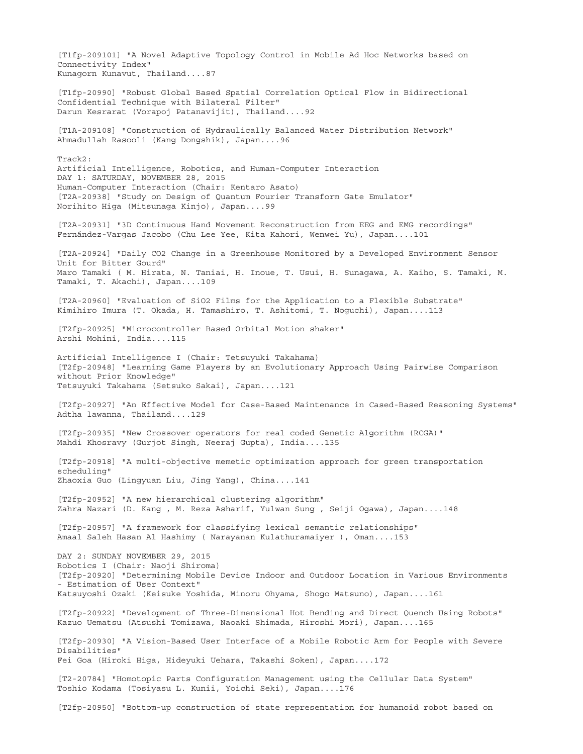[T1fp-209101] "A Novel Adaptive Topology Control in Mobile Ad Hoc Networks based on Connectivity Index"
Kunagorn Kunavut, Thailand....87

[T1fp-20990] "Robust Global Based Spatial Correlation Optical Flow in Bidirectional Confidential Technique with Bilateral Filter"
Darun Kesrarat (Vorapoj Patanavijit), Thailand....92

[T1A-209108] "Construction of Hydraulically Balanced Water Distribution Network"
Ahmadullah Rasooli (Kang Dongshik), Japan....96

Track2:
Artificial Intelligence, Robotics, and Human-Computer Interaction
DAY 1: SATURDAY, NOVEMBER 28, 2015
Human-Computer Interaction (Chair: Kentaro Asato)
[T2A-20938] "Study on Design of Quantum Fourier Transform Gate Emulator"
Norihito Higa (Mitsunaga Kinjo), Japan....99

[T2A-20931] "3D Continuous Hand Movement Reconstruction from EEG and EMG recordings"
Fernández-Vargas Jacobo (Chu Lee Yee, Kita Kahori, Wenwei Yu), Japan....101

[T2A-20924] "Daily CO2 Change in a Greenhouse Monitored by a Developed Environment Sensor Unit for Bitter Gourd"
Maro Tamaki ( M. Hirata, N. Taniai, H. Inoue, T. Usui, H. Sunagawa, A. Kaiho, S. Tamaki, M. Tamaki, T. Akachi), Japan....109

[T2A-20960] "Evaluation of SiO2 Films for the Application to a Flexible Substrate"
Kimihiro Imura (T. Okada, H. Tamashiro, T. Ashitomi, T. Noguchi), Japan....113

[T2fp-20925] "Microcontroller Based Orbital Motion shaker"
Arshi Mohini, India....115

Artificial Intelligence I (Chair: Tetsuyuki Takahama)
[T2fp-20948] "Learning Game Players by an Evolutionary Approach Using Pairwise Comparison without Prior Knowledge"
Tetsuyuki Takahama (Setsuko Sakai), Japan....121

[T2fp-20927] "An Effective Model for Case-Based Maintenance in Cased-Based Reasoning Systems"
Adtha lawanna, Thailand....129

[T2fp-20935] "New Crossover operators for real coded Genetic Algorithm (RCGA)"
Mahdi Khosravy (Gurjot Singh, Neeraj Gupta), India....135

[T2fp-20918] "A multi-objective memetic optimization approach for green transportation scheduling"
Zhaoxia Guo (Lingyuan Liu, Jing Yang), China....141

[T2fp-20952] "A new hierarchical clustering algorithm"
Zahra Nazari (D. Kang , M. Reza Asharif, Yulwan Sung , Seiji Ogawa), Japan....148

[T2fp-20957] "A framework for classifying lexical semantic relationships"
Amaal Saleh Hasan Al Hashimy ( Narayanan Kulathuramaiyer ), Oman....153

DAY 2: SUNDAY NOVEMBER 29, 2015
Robotics I (Chair: Naoji Shiroma)
[T2fp-20920] "Determining Mobile Device Indoor and Outdoor Location in Various Environments - Estimation of User Context"
Katsuyoshi Ozaki (Keisuke Yoshida, Minoru Ohyama, Shogo Matsuno), Japan....161

[T2fp-20922] "Development of Three-Dimensional Hot Bending and Direct Quench Using Robots"
Kazuo Uematsu (Atsushi Tomizawa, Naoaki Shimada, Hiroshi Mori), Japan....165

[T2fp-20930] "A Vision-Based User Interface of a Mobile Robotic Arm for People with Severe Disabilities"
Fei Goa (Hiroki Higa, Hideyuki Uehara, Takashi Soken), Japan....172

[T2-20784] "Homotopic Parts Configuration Management using the Cellular Data System"
Toshio Kodama (Tosiyasu L. Kunii, Yoichi Seki), Japan....176

[T2fp-20950] "Bottom-up construction of state representation for humanoid robot based on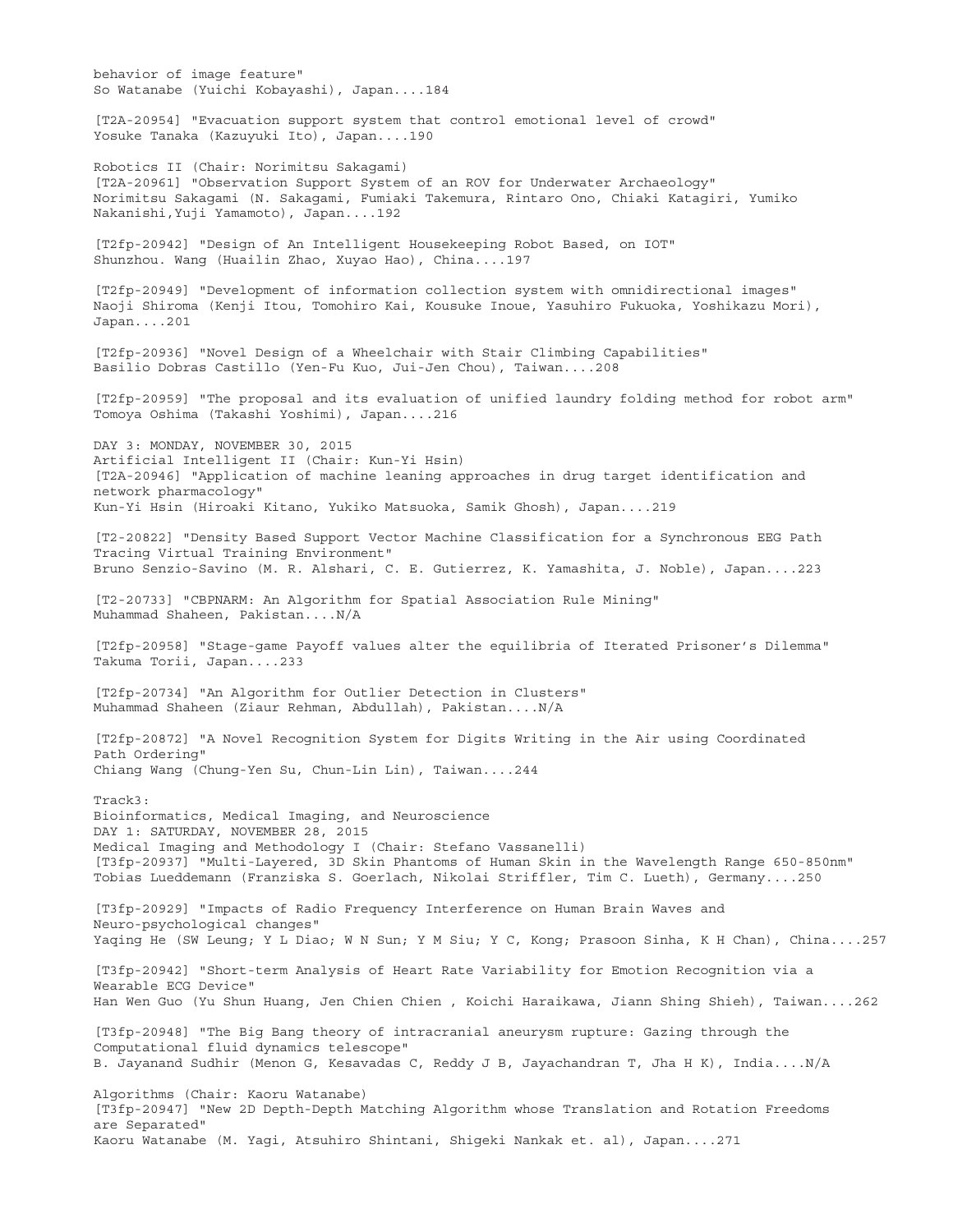behavior of image feature"
So Watanabe (Yuichi Kobayashi), Japan....184

[T2A-20954] "Evacuation support system that control emotional level of crowd"
Yosuke Tanaka (Kazuyuki Ito), Japan....190

Robotics II (Chair: Norimitsu Sakagami)
[T2A-20961] "Observation Support System of an ROV for Underwater Archaeology"
Norimitsu Sakagami (N. Sakagami, Fumiaki Takemura, Rintaro Ono, Chiaki Katagiri, Yumiko Nakanishi,Yuji Yamamoto), Japan....192

[T2fp-20942] "Design of An Intelligent Housekeeping Robot Based, on IOT"
Shunzhou. Wang (Huailin Zhao, Xuyao Hao), China....197

[T2fp-20949] "Development of information collection system with omnidirectional images"
Naoji Shiroma (Kenji Itou, Tomohiro Kai, Kousuke Inoue, Yasuhiro Fukuoka, Yoshikazu Mori), Japan....201

[T2fp-20936] "Novel Design of a Wheelchair with Stair Climbing Capabilities"
Basilio Dobras Castillo (Yen-Fu Kuo, Jui-Jen Chou), Taiwan....208

[T2fp-20959] "The proposal and its evaluation of unified laundry folding method for robot arm"
Tomoya Oshima (Takashi Yoshimi), Japan....216

DAY 3: MONDAY, NOVEMBER 30, 2015
Artificial Intelligent II (Chair: Kun-Yi Hsin)
[T2A-20946] "Application of machine leaning approaches in drug target identification and network pharmacology"
Kun-Yi Hsin (Hiroaki Kitano, Yukiko Matsuoka, Samik Ghosh), Japan....219

[T2-20822] "Density Based Support Vector Machine Classification for a Synchronous EEG Path Tracing Virtual Training Environment"
Bruno Senzio-Savino (M. R. Alshari, C. E. Gutierrez, K. Yamashita, J. Noble), Japan....223

[T2-20733] "CBPNARM: An Algorithm for Spatial Association Rule Mining"
Muhammad Shaheen, Pakistan....N/A

[T2fp-20958] "Stage-game Payoff values alter the equilibria of Iterated Prisoner's Dilemma"
Takuma Torii, Japan....233

[T2fp-20734] "An Algorithm for Outlier Detection in Clusters"
Muhammad Shaheen (Ziaur Rehman, Abdullah), Pakistan....N/A

[T2fp-20872] "A Novel Recognition System for Digits Writing in the Air using Coordinated Path Ordering"
Chiang Wang (Chung-Yen Su, Chun-Lin Lin), Taiwan....244

Track3:
Bioinformatics, Medical Imaging, and Neuroscience
DAY 1: SATURDAY, NOVEMBER 28, 2015
Medical Imaging and Methodology I (Chair: Stefano Vassanelli)
[T3fp-20937] "Multi-Layered, 3D Skin Phantoms of Human Skin in the Wavelength Range 650-850nm"
Tobias Lueddemann (Franziska S. Goerlach, Nikolai Striffler, Tim C. Lueth), Germany....250

[T3fp-20929] "Impacts of Radio Frequency Interference on Human Brain Waves and Neuro-psychological changes"
Yaqing He (SW Leung; Y L Diao; W N Sun; Y M Siu; Y C, Kong; Prasoon Sinha, K H Chan), China....257

[T3fp-20942] "Short-term Analysis of Heart Rate Variability for Emotion Recognition via a Wearable ECG Device"
Han Wen Guo (Yu Shun Huang, Jen Chien Chien , Koichi Haraikawa, Jiann Shing Shieh), Taiwan....262

[T3fp-20948] "The Big Bang theory of intracranial aneurysm rupture: Gazing through the Computational fluid dynamics telescope"
B. Jayanand Sudhir (Menon G, Kesavadas C, Reddy J B, Jayachandran T, Jha H K), India....N/A

Algorithms (Chair: Kaoru Watanabe)
[T3fp-20947] "New 2D Depth-Depth Matching Algorithm whose Translation and Rotation Freedoms are Separated"
Kaoru Watanabe (M. Yagi, Atsuhiro Shintani, Shigeki Nankak et. al), Japan....271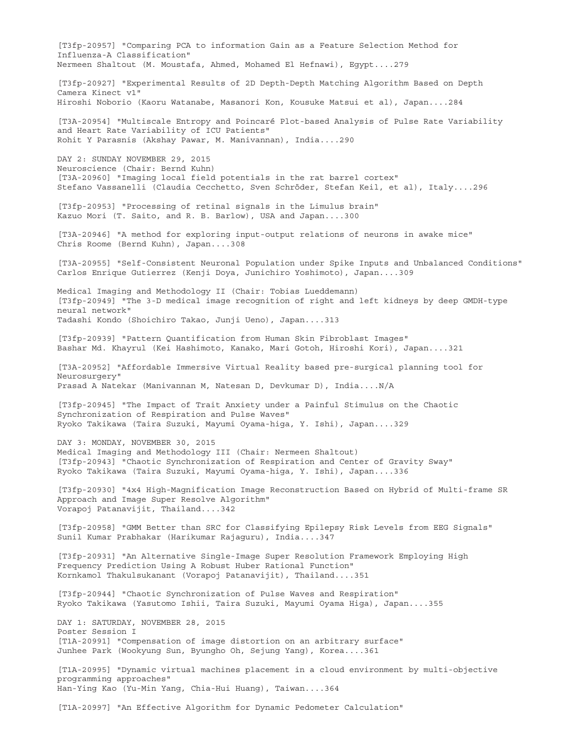[T3fp-20957] "Comparing PCA to information Gain as a Feature Selection Method for Influenza-A Classification"
Nermeen Shaltout (M. Moustafa, Ahmed, Mohamed El Hefnawi), Egypt....279

[T3fp-20927] "Experimental Results of 2D Depth-Depth Matching Algorithm Based on Depth Camera Kinect v1"
Hiroshi Noborio (Kaoru Watanabe, Masanori Kon, Kousuke Matsui et al), Japan....284

[T3A-20954] "Multiscale Entropy and Poincaré Plot-based Analysis of Pulse Rate Variability and Heart Rate Variability of ICU Patients"
Rohit Y Parasnis (Akshay Pawar, M. Manivannan), India....290

DAY 2: SUNDAY NOVEMBER 29, 2015
Neuroscience (Chair: Bernd Kuhn)
[T3A-20960] "Imaging local field potentials in the rat barrel cortex"
Stefano Vassanelli (Claudia Cecchetto, Sven Schröder, Stefan Keil, et al), Italy....296

[T3fp-20953] "Processing of retinal signals in the Limulus brain"
Kazuo Mori (T. Saito, and R. B. Barlow), USA and Japan....300

[T3A-20946] "A method for exploring input-output relations of neurons in awake mice"
Chris Roome (Bernd Kuhn), Japan....308

[T3A-20955] "Self-Consistent Neuronal Population under Spike Inputs and Unbalanced Conditions"
Carlos Enrique Gutierrez (Kenji Doya, Junichiro Yoshimoto), Japan....309

Medical Imaging and Methodology II (Chair: Tobias Lueddemann)
[T3fp-20949] "The 3-D medical image recognition of right and left kidneys by deep GMDH-type neural network"
Tadashi Kondo (Shoichiro Takao, Junji Ueno), Japan....313

[T3fp-20939] "Pattern Quantification from Human Skin Fibroblast Images"
Bashar Md. Khayrul (Kei Hashimoto, Kanako, Mari Gotoh, Hiroshi Kori), Japan....321

[T3A-20952] "Affordable Immersive Virtual Reality based pre-surgical planning tool for Neurosurgery"
Prasad A Natekar (Manivannan M, Natesan D, Devkumar D), India....N/A

[T3fp-20945] "The Impact of Trait Anxiety under a Painful Stimulus on the Chaotic Synchronization of Respiration and Pulse Waves"
Ryoko Takikawa (Taira Suzuki, Mayumi Oyama-higa, Y. Ishi), Japan....329

DAY 3: MONDAY, NOVEMBER 30, 2015
Medical Imaging and Methodology III (Chair: Nermeen Shaltout)
[T3fp-20943] "Chaotic Synchronization of Respiration and Center of Gravity Sway"
Ryoko Takikawa (Taira Suzuki, Mayumi Oyama-higa, Y. Ishi), Japan....336

[T3fp-20930] "4x4 High-Magnification Image Reconstruction Based on Hybrid of Multi-frame SR Approach and Image Super Resolve Algorithm"
Vorapoj Patanavijit, Thailand....342

[T3fp-20958] "GMM Better than SRC for Classifying Epilepsy Risk Levels from EEG Signals"
Sunil Kumar Prabhakar (Harikumar Rajaguru), India....347

[T3fp-20931] "An Alternative Single-Image Super Resolution Framework Employing High Frequency Prediction Using A Robust Huber Rational Function"
Kornkamol Thakulsukanant (Vorapoj Patanavijit), Thailand....351

[T3fp-20944] "Chaotic Synchronization of Pulse Waves and Respiration"
Ryoko Takikawa (Yasutomo Ishii, Taira Suzuki, Mayumi Oyama Higa), Japan....355

DAY 1: SATURDAY, NOVEMBER 28, 2015
Poster Session I
[T1A-20991] "Compensation of image distortion on an arbitrary surface"
Junhee Park (Wookyung Sun, Byungho Oh, Sejung Yang), Korea....361

[T1A-20995] "Dynamic virtual machines placement in a cloud environment by multi-objective programming approaches"
Han-Ying Kao (Yu-Min Yang, Chia-Hui Huang), Taiwan....364

[T1A-20997] "An Effective Algorithm for Dynamic Pedometer Calculation"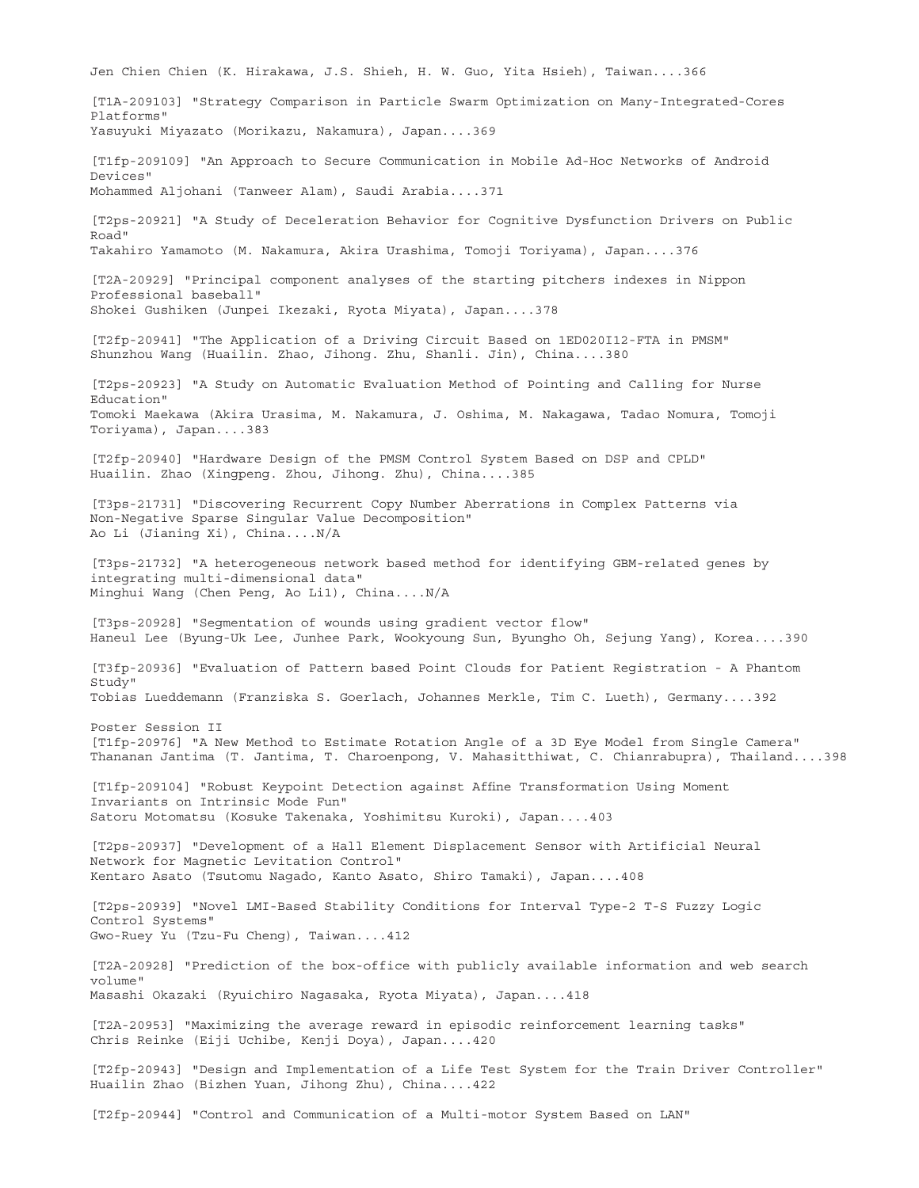Jen Chien Chien (K. Hirakawa, J.S. Shieh, H. W. Guo, Yita Hsieh), Taiwan....366

[T1A-209103] "Strategy Comparison in Particle Swarm Optimization on Many-Integrated-Cores Platforms"
Yasuyuki Miyazato (Morikazu, Nakamura), Japan....369

[T1fp-209109] "An Approach to Secure Communication in Mobile Ad-Hoc Networks of Android Devices"
Mohammed Aljohani (Tanweer Alam), Saudi Arabia....371

[T2ps-20921] "A Study of Deceleration Behavior for Cognitive Dysfunction Drivers on Public Road"
Takahiro Yamamoto (M. Nakamura, Akira Urashima, Tomoji Toriyama), Japan....376

[T2A-20929] "Principal component analyses of the starting pitchers indexes in Nippon Professional baseball"
Shokei Gushiken (Junpei Ikezaki, Ryota Miyata), Japan....378

[T2fp-20941] "The Application of a Driving Circuit Based on 1ED020I12-FTA in PMSM"
Shunzhou Wang (Huailin. Zhao, Jihong. Zhu, Shanli. Jin), China....380

[T2ps-20923] "A Study on Automatic Evaluation Method of Pointing and Calling for Nurse Education"
Tomoki Maekawa (Akira Urasima, M. Nakamura, J. Oshima, M. Nakagawa, Tadao Nomura, Tomoji Toriyama), Japan....383

[T2fp-20940] "Hardware Design of the PMSM Control System Based on DSP and CPLD"
Huailin. Zhao (Xingpeng. Zhou, Jihong. Zhu), China....385

[T3ps-21731] "Discovering Recurrent Copy Number Aberrations in Complex Patterns via Non-Negative Sparse Singular Value Decomposition"
Ao Li (Jianing Xi), China....N/A

[T3ps-21732] "A heterogeneous network based method for identifying GBM-related genes by integrating multi-dimensional data"
Minghui Wang (Chen Peng, Ao Li1), China....N/A

[T3ps-20928] "Segmentation of wounds using gradient vector flow"
Haneul Lee (Byung-Uk Lee, Junhee Park, Wookyoung Sun, Byungho Oh, Sejung Yang), Korea....390

[T3fp-20936] "Evaluation of Pattern based Point Clouds for Patient Registration - A Phantom Study"
Tobias Lueddemann (Franziska S. Goerlach, Johannes Merkle, Tim C. Lueth), Germany....392

Poster Session II
[T1fp-20976] "A New Method to Estimate Rotation Angle of a 3D Eye Model from Single Camera"
Thananan Jantima (T. Jantima, T. Charoenpong, V. Mahasitthiwat, C. Chianrabupra), Thailand....398

[T1fp-209104] "Robust Keypoint Detection against Affine Transformation Using Moment Invariants on Intrinsic Mode Fun"
Satoru Motomatsu (Kosuke Takenaka, Yoshimitsu Kuroki), Japan....403

[T2ps-20937] "Development of a Hall Element Displacement Sensor with Artificial Neural Network for Magnetic Levitation Control"
Kentaro Asato (Tsutomu Nagado, Kanto Asato, Shiro Tamaki), Japan....408

[T2ps-20939] "Novel LMI-Based Stability Conditions for Interval Type-2 T-S Fuzzy Logic Control Systems"
Gwo-Ruey Yu (Tzu-Fu Cheng), Taiwan....412

[T2A-20928] "Prediction of the box-office with publicly available information and web search volume"
Masashi Okazaki (Ryuichiro Nagasaka, Ryota Miyata), Japan....418

[T2A-20953] "Maximizing the average reward in episodic reinforcement learning tasks"
Chris Reinke (Eiji Uchibe, Kenji Doya), Japan....420

[T2fp-20943] "Design and Implementation of a Life Test System for the Train Driver Controller"
Huailin Zhao (Bizhen Yuan, Jihong Zhu), China....422

[T2fp-20944] "Control and Communication of a Multi-motor System Based on LAN"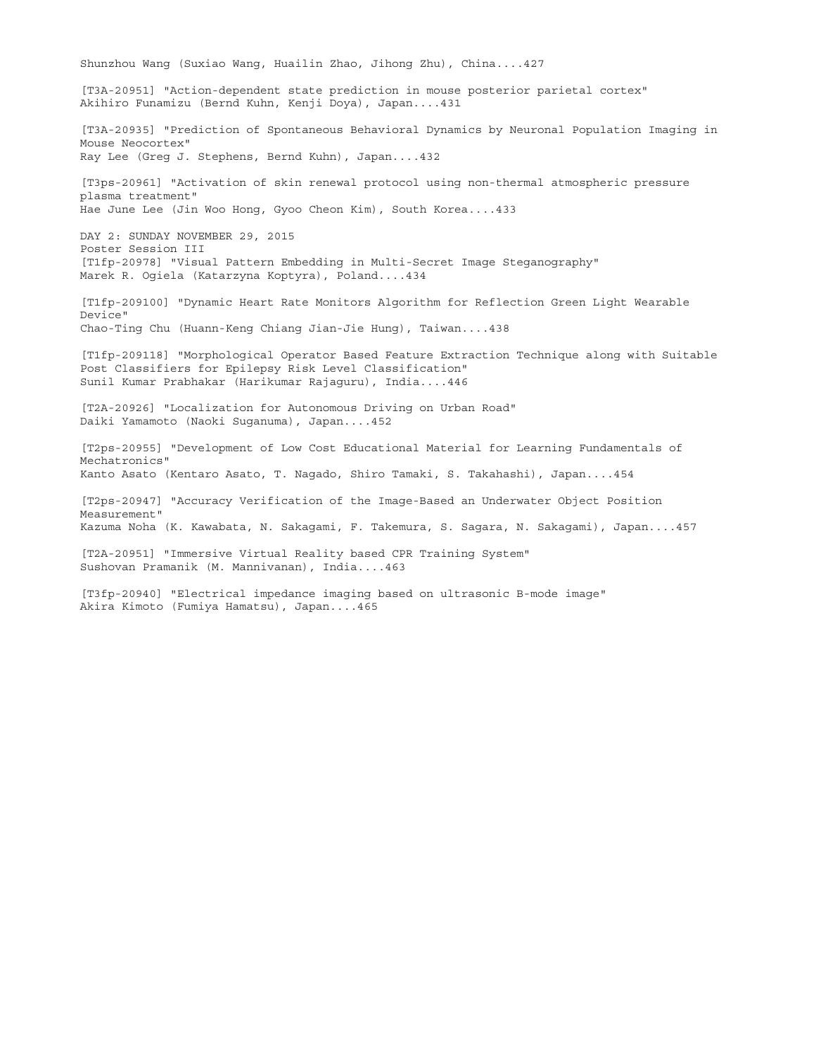Shunzhou Wang (Suxiao Wang, Huailin Zhao, Jihong Zhu), China....427

[T3A-20951] "Action-dependent state prediction in mouse posterior parietal cortex"
Akihiro Funamizu (Bernd Kuhn, Kenji Doya), Japan....431

[T3A-20935] "Prediction of Spontaneous Behavioral Dynamics by Neuronal Population Imaging in Mouse Neocortex"
Ray Lee (Greg J. Stephens, Bernd Kuhn), Japan....432

[T3ps-20961] "Activation of skin renewal protocol using non-thermal atmospheric pressure plasma treatment"
Hae June Lee (Jin Woo Hong, Gyoo Cheon Kim), South Korea....433

DAY 2: SUNDAY NOVEMBER 29, 2015
Poster Session III
[T1fp-20978] "Visual Pattern Embedding in Multi-Secret Image Steganography"
Marek R. Ogiela (Katarzyna Koptyra), Poland....434

[T1fp-209100] "Dynamic Heart Rate Monitors Algorithm for Reflection Green Light Wearable Device"
Chao-Ting Chu (Huann-Keng Chiang Jian-Jie Hung), Taiwan....438

[T1fp-209118] "Morphological Operator Based Feature Extraction Technique along with Suitable Post Classifiers for Epilepsy Risk Level Classification"
Sunil Kumar Prabhakar (Harikumar Rajaguru), India....446

[T2A-20926] "Localization for Autonomous Driving on Urban Road"
Daiki Yamamoto (Naoki Suganuma), Japan....452

[T2ps-20955] "Development of Low Cost Educational Material for Learning Fundamentals of Mechatronics"
Kanto Asato (Kentaro Asato, T. Nagado, Shiro Tamaki, S. Takahashi), Japan....454

[T2ps-20947] "Accuracy Verification of the Image-Based an Underwater Object Position Measurement"
Kazuma Noha (K. Kawabata, N. Sakagami, F. Takemura, S. Sagara, N. Sakagami), Japan....457

[T2A-20951] "Immersive Virtual Reality based CPR Training System"
Sushovan Pramanik (M. Mannivanan), India....463

[T3fp-20940] "Electrical impedance imaging based on ultrasonic B-mode image"
Akira Kimoto (Fumiya Hamatsu), Japan....465